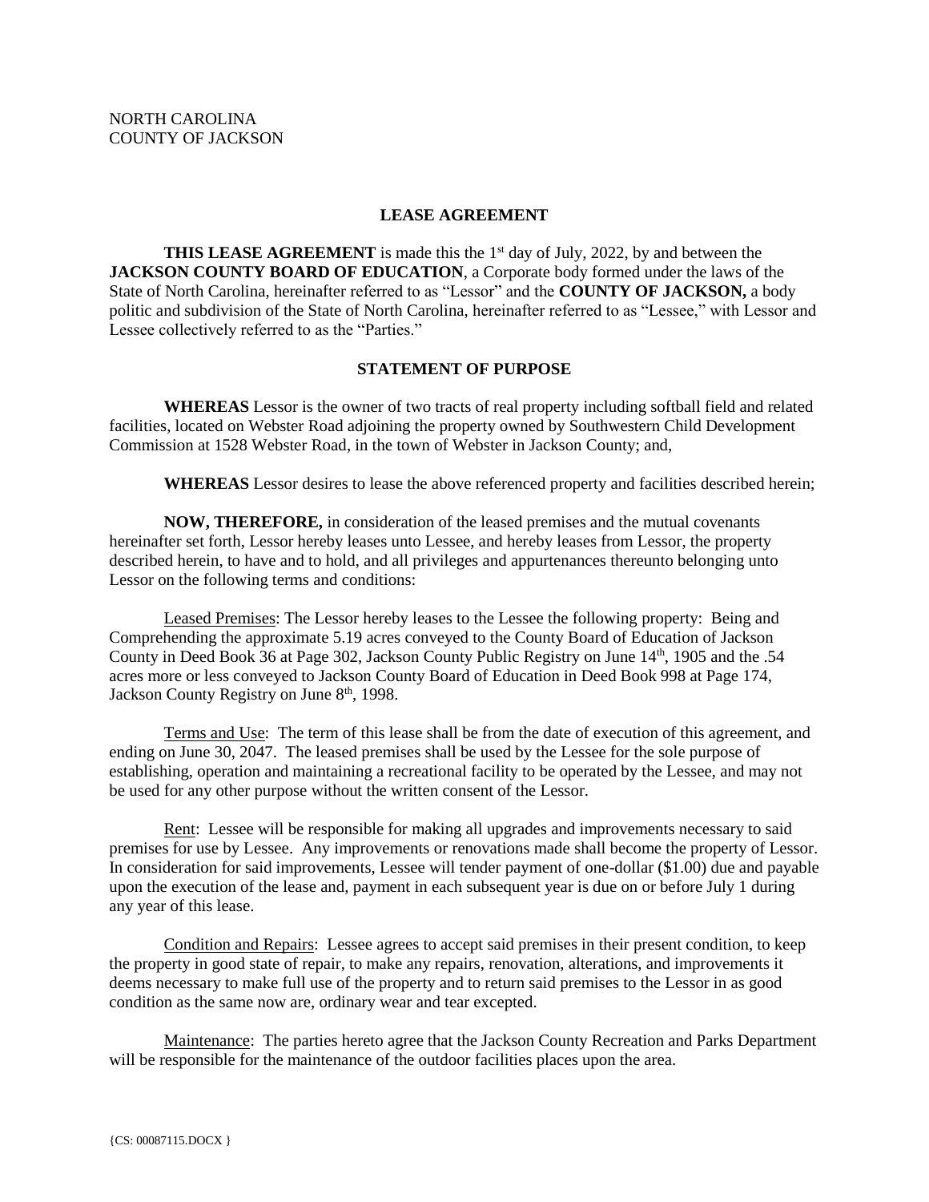NORTH CAROLINA
COUNTY OF JACKSON

## LEASE AGREEMENT

**THIS LEASE AGREEMENT** is made this the 1st day of July, 2022, by and between the **JACKSON COUNTY BOARD OF EDUCATION**, a Corporate body formed under the laws of the State of North Carolina, hereinafter referred to as "Lessor" and the **COUNTY OF JACKSON,** a body politic and subdivision of the State of North Carolina, hereinafter referred to as "Lessee," with Lessor and Lessee collectively referred to as the "Parties."

## STATEMENT OF PURPOSE

**WHEREAS** Lessor is the owner of two tracts of real property including softball field and related facilities, located on Webster Road adjoining the property owned by Southwestern Child Development Commission at 1528 Webster Road, in the town of Webster in Jackson County; and,

**WHEREAS** Lessor desires to lease the above referenced property and facilities described herein;

**NOW, THEREFORE,** in consideration of the leased premises and the mutual covenants hereinafter set forth, Lessor hereby leases unto Lessee, and hereby leases from Lessor, the property described herein, to have and to hold, and all privileges and appurtenances thereunto belonging unto Lessor on the following terms and conditions:

Leased Premises: The Lessor hereby leases to the Lessee the following property: Being and Comprehending the approximate 5.19 acres conveyed to the County Board of Education of Jackson County in Deed Book 36 at Page 302, Jackson County Public Registry on June 14th, 1905 and the .54 acres more or less conveyed to Jackson County Board of Education in Deed Book 998 at Page 174, Jackson County Registry on June 8th, 1998.

Terms and Use: The term of this lease shall be from the date of execution of this agreement, and ending on June 30, 2047. The leased premises shall be used by the Lessee for the sole purpose of establishing, operation and maintaining a recreational facility to be operated by the Lessee, and may not be used for any other purpose without the written consent of the Lessor.

Rent: Lessee will be responsible for making all upgrades and improvements necessary to said premises for use by Lessee. Any improvements or renovations made shall become the property of Lessor. In consideration for said improvements, Lessee will tender payment of one-dollar ($1.00) due and payable upon the execution of the lease and, payment in each subsequent year is due on or before July 1 during any year of this lease.

Condition and Repairs: Lessee agrees to accept said premises in their present condition, to keep the property in good state of repair, to make any repairs, renovation, alterations, and improvements it deems necessary to make full use of the property and to return said premises to the Lessor in as good condition as the same now are, ordinary wear and tear excepted.

Maintenance: The parties hereto agree that the Jackson County Recreation and Parks Department will be responsible for the maintenance of the outdoor facilities places upon the area.

{CS: 00087115.DOCX }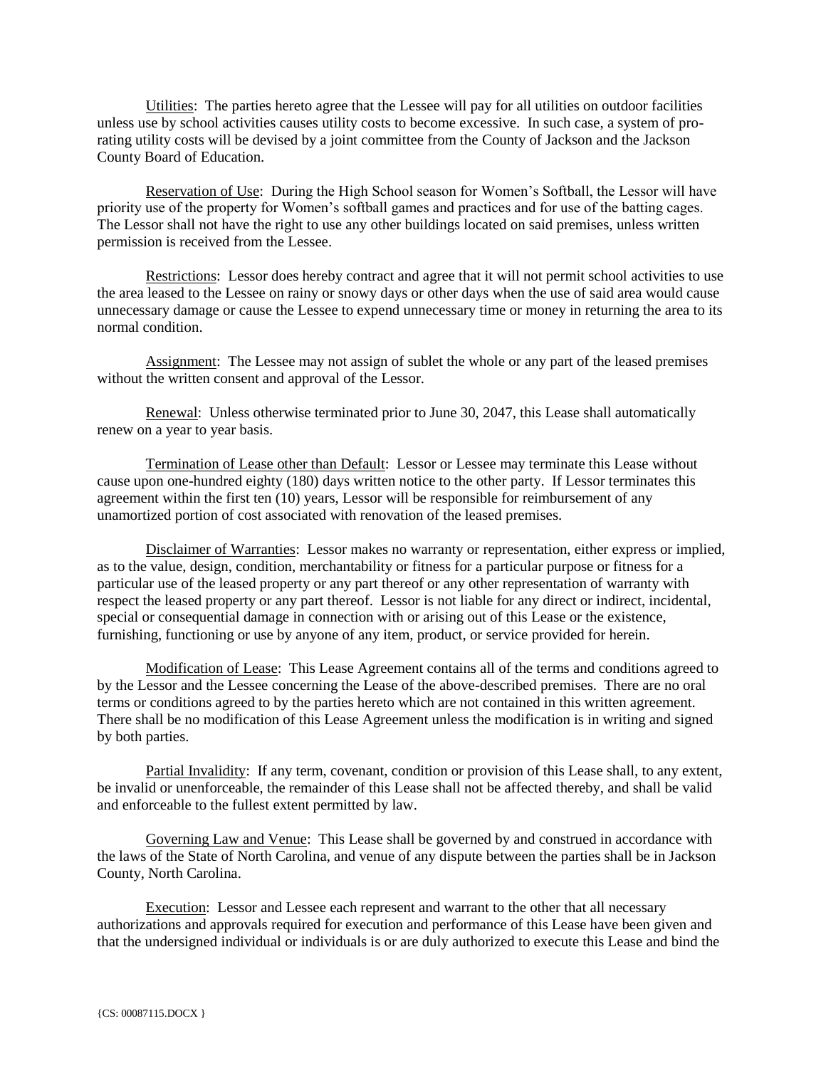Utilities: The parties hereto agree that the Lessee will pay for all utilities on outdoor facilities unless use by school activities causes utility costs to become excessive. In such case, a system of pro-rating utility costs will be devised by a joint committee from the County of Jackson and the Jackson County Board of Education.

Reservation of Use: During the High School season for Women's Softball, the Lessor will have priority use of the property for Women's softball games and practices and for use of the batting cages. The Lessor shall not have the right to use any other buildings located on said premises, unless written permission is received from the Lessee.

Restrictions: Lessor does hereby contract and agree that it will not permit school activities to use the area leased to the Lessee on rainy or snowy days or other days when the use of said area would cause unnecessary damage or cause the Lessee to expend unnecessary time or money in returning the area to its normal condition.

Assignment: The Lessee may not assign of sublet the whole or any part of the leased premises without the written consent and approval of the Lessor.

Renewal: Unless otherwise terminated prior to June 30, 2047, this Lease shall automatically renew on a year to year basis.

Termination of Lease other than Default: Lessor or Lessee may terminate this Lease without cause upon one-hundred eighty (180) days written notice to the other party. If Lessor terminates this agreement within the first ten (10) years, Lessor will be responsible for reimbursement of any unamortized portion of cost associated with renovation of the leased premises.

Disclaimer of Warranties: Lessor makes no warranty or representation, either express or implied, as to the value, design, condition, merchantability or fitness for a particular purpose or fitness for a particular use of the leased property or any part thereof or any other representation of warranty with respect the leased property or any part thereof. Lessor is not liable for any direct or indirect, incidental, special or consequential damage in connection with or arising out of this Lease or the existence, furnishing, functioning or use by anyone of any item, product, or service provided for herein.

Modification of Lease: This Lease Agreement contains all of the terms and conditions agreed to by the Lessor and the Lessee concerning the Lease of the above-described premises. There are no oral terms or conditions agreed to by the parties hereto which are not contained in this written agreement. There shall be no modification of this Lease Agreement unless the modification is in writing and signed by both parties.

Partial Invalidity: If any term, covenant, condition or provision of this Lease shall, to any extent, be invalid or unenforceable, the remainder of this Lease shall not be affected thereby, and shall be valid and enforceable to the fullest extent permitted by law.

Governing Law and Venue: This Lease shall be governed by and construed in accordance with the laws of the State of North Carolina, and venue of any dispute between the parties shall be in Jackson County, North Carolina.

Execution: Lessor and Lessee each represent and warrant to the other that all necessary authorizations and approvals required for execution and performance of this Lease have been given and that the undersigned individual or individuals is or are duly authorized to execute this Lease and bind the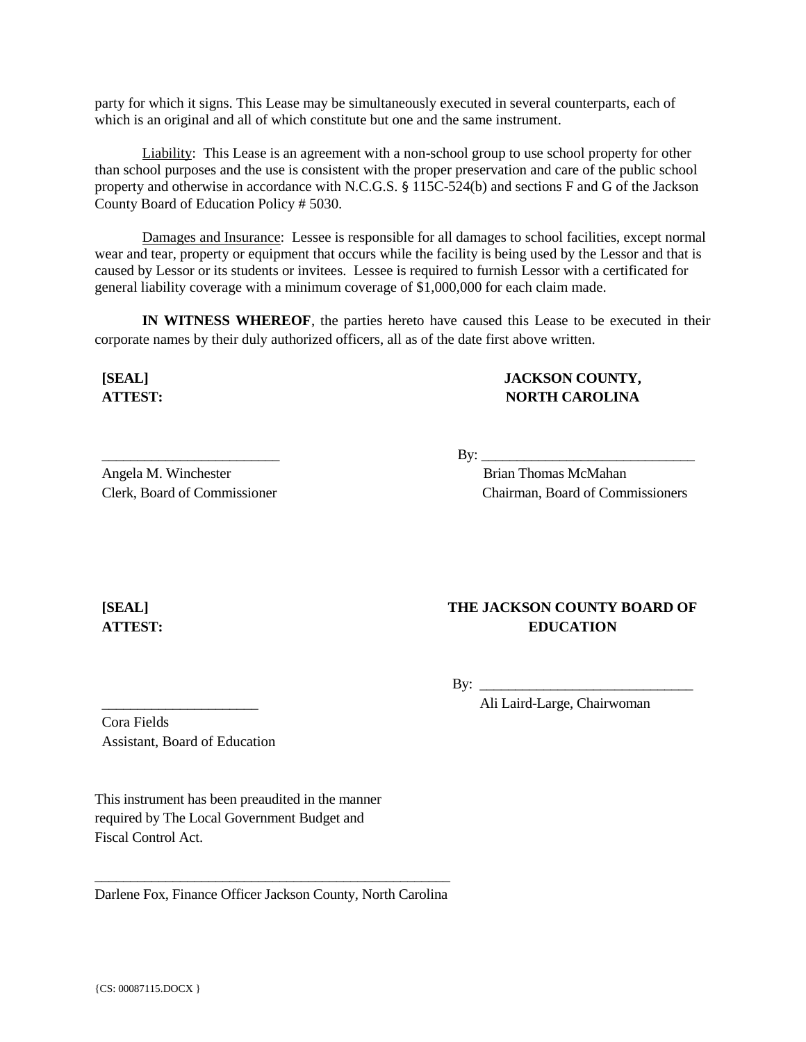party for which it signs. This Lease may be simultaneously executed in several counterparts, each of which is an original and all of which constitute but one and the same instrument.

Liability: This Lease is an agreement with a non-school group to use school property for other than school purposes and the use is consistent with the proper preservation and care of the public school property and otherwise in accordance with N.C.G.S. § 115C-524(b) and sections F and G of the Jackson County Board of Education Policy # 5030.

Damages and Insurance: Lessee is responsible for all damages to school facilities, except normal wear and tear, property or equipment that occurs while the facility is being used by the Lessor and that is caused by Lessor or its students or invitees. Lessee is required to furnish Lessor with a certificated for general liability coverage with a minimum coverage of $1,000,000 for each claim made.

**IN WITNESS WHEREOF**, the parties hereto have caused this Lease to be executed in their corporate names by their duly authorized officers, all as of the date first above written.

**[SEAL]**
**ATTEST:**

**JACKSON COUNTY,**
**NORTH CAROLINA**

_________________________
Angela M. Winchester
Clerk, Board of Commissioner

By: ______________________________
Brian Thomas McMahan
Chairman, Board of Commissioners

**[SEAL]**
**ATTEST:**

**THE JACKSON COUNTY BOARD OF EDUCATION**

By: ______________________________
Ali Laird-Large, Chairwoman

_____________________
Cora Fields
Assistant, Board of Education

This instrument has been preaudited in the manner required by The Local Government Budget and Fiscal Control Act.

____________________________________________________
Darlene Fox, Finance Officer Jackson County, North Carolina

{CS: 00087115.DOCX }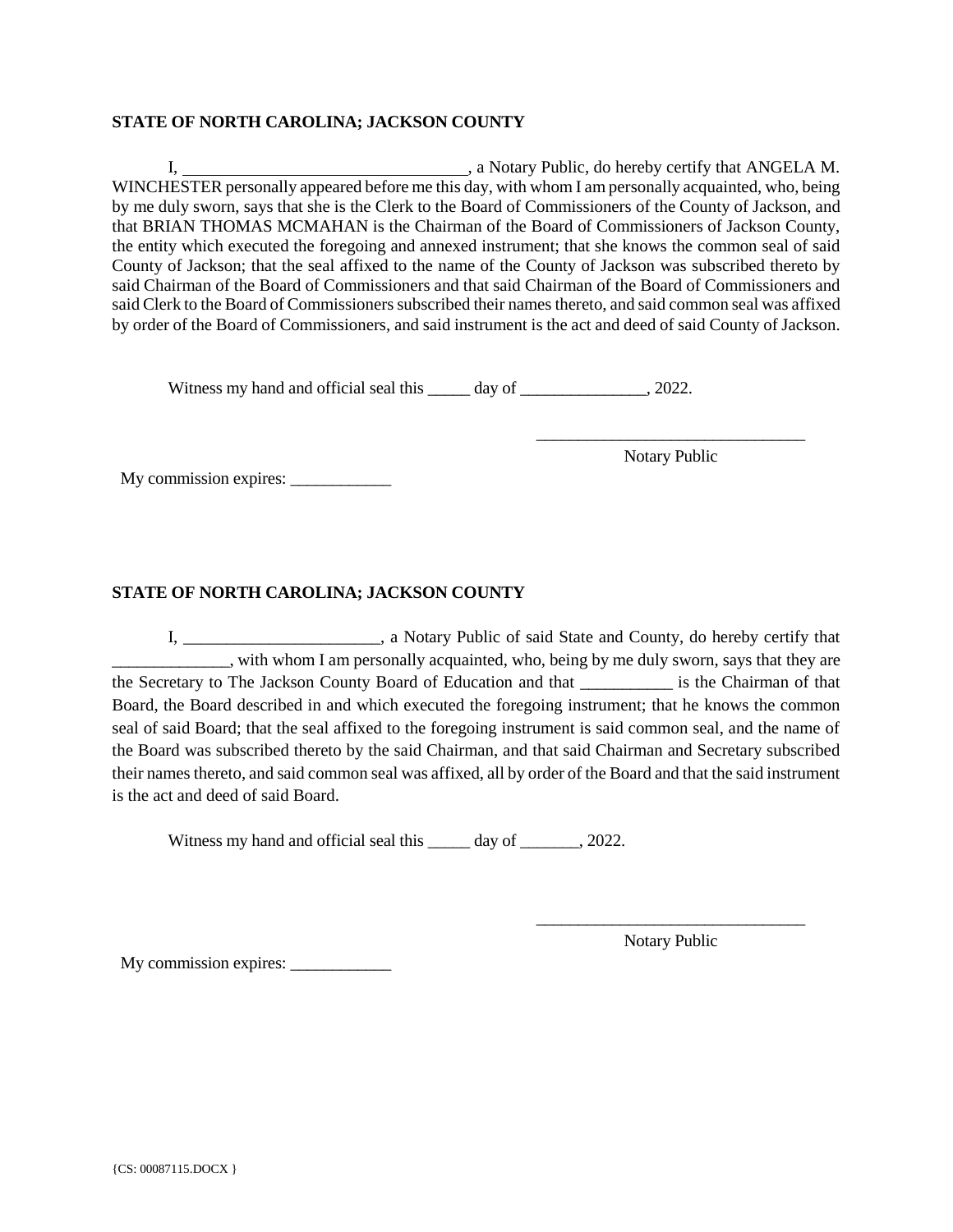**STATE OF NORTH CAROLINA; JACKSON COUNTY**

I, _________________________________, a Notary Public, do hereby certify that ANGELA M. WINCHESTER personally appeared before me this day, with whom I am personally acquainted, who, being by me duly sworn, says that she is the Clerk to the Board of Commissioners of the County of Jackson, and that BRIAN THOMAS MCMAHAN is the Chairman of the Board of Commissioners of Jackson County, the entity which executed the foregoing and annexed instrument; that she knows the common seal of said County of Jackson; that the seal affixed to the name of the County of Jackson was subscribed thereto by said Chairman of the Board of Commissioners and that said Chairman of the Board of Commissioners and said Clerk to the Board of Commissioners subscribed their names thereto, and said common seal was affixed by order of the Board of Commissioners, and said instrument is the act and deed of said County of Jackson.

Witness my hand and official seal this _____ day of _______________, 2022.

________________________________
Notary Public

My commission expires: ____________

**STATE OF NORTH CAROLINA; JACKSON COUNTY**

I, _______________________, a Notary Public of said State and County, do hereby certify that ______________, with whom I am personally acquainted, who, being by me duly sworn, says that they are the Secretary to The Jackson County Board of Education and that ___________ is the Chairman of that Board, the Board described in and which executed the foregoing instrument; that he knows the common seal of said Board; that the seal affixed to the foregoing instrument is said common seal, and the name of the Board was subscribed thereto by the said Chairman, and that said Chairman and Secretary subscribed their names thereto, and said common seal was affixed, all by order of the Board and that the said instrument is the act and deed of said Board.

Witness my hand and official seal this _____ day of _______, 2022.

________________________________
Notary Public

My commission expires: ____________

{CS: 00087115.DOCX }